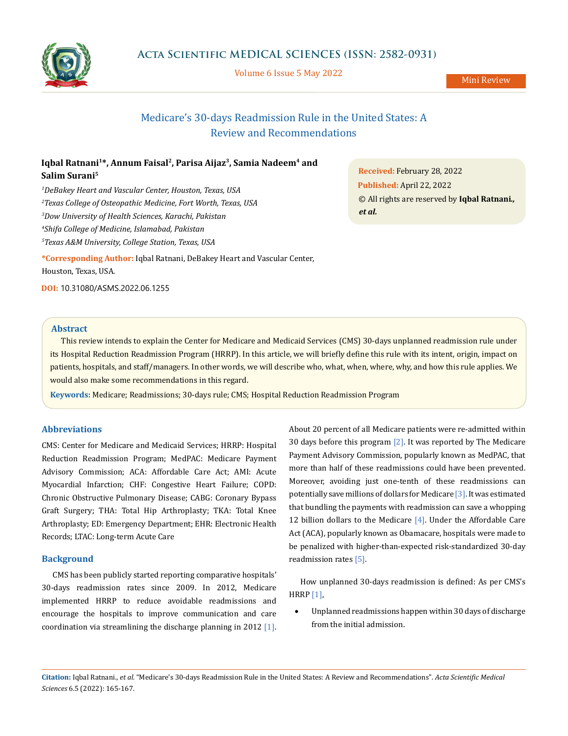# Medicare's 30-days Readmission Rule in the United States: A Review and Recommendations

**Iqbal Ratnani[1]*, Annum Faisal[2], Parisa Aijaz[3], Samia Nadeem[4] and Salim Surani[5]**

*[1]DeBakey Heart and Vascular Center, Houston, Texas, USA*
*[2]Texas College of Osteopathic Medicine, Fort Worth, Texas, USA*
*[3]Dow University of Health Sciences, Karachi, Pakistan*
*[4]Shifa College of Medicine, Islamabad, Pakistan*
*[5]Texas A&M University, College Station, Texas, USA*

**\*Corresponding Author:** Iqbal Ratnani, DeBakey Heart and Vascular Center, Houston, Texas, USA.

**DOI:** 10.31080/ASMS.2022.06.1255

**Received:** February 28, 2022
**Published:** April 22, 2022
© All rights are reserved by **Iqbal Ratnani., *et al.***

## Abstract

This review intends to explain the Center for Medicare and Medicaid Services (CMS) 30-days unplanned readmission rule under its Hospital Reduction Readmission Program (HRRP). In this article, we will briefly define this rule with its intent, origin, impact on patients, hospitals, and staff/managers. In other words, we will describe who, what, when, where, why, and how this rule applies. We would also make some recommendations in this regard.

**Keywords:** Medicare; Readmissions; 30-days rule; CMS; Hospital Reduction Readmission Program

## Abbreviations

CMS: Center for Medicare and Medicaid Services; HRRP: Hospital Reduction Readmission Program; MedPAC: Medicare Payment Advisory Commission; ACA: Affordable Care Act; AMI: Acute Myocardial Infarction; CHF: Congestive Heart Failure; COPD: Chronic Obstructive Pulmonary Disease; CABG: Coronary Bypass Graft Surgery; THA: Total Hip Arthroplasty; TKA: Total Knee Arthroplasty; ED: Emergency Department; EHR: Electronic Health Records; LTAC: Long-term Acute Care

## Background

CMS has been publicly started reporting comparative hospitals' 30-days readmission rates since 2009. In 2012, Medicare implemented HRRP to reduce avoidable readmissions and encourage the hospitals to improve communication and care coordination via streamlining the discharge planning in 2012 [1]. About 20 percent of all Medicare patients were re-admitted within 30 days before this program [2]. It was reported by The Medicare Payment Advisory Commission, popularly known as MedPAC, that more than half of these readmissions could have been prevented. Moreover, avoiding just one-tenth of these readmissions can potentially save millions of dollars for Medicare [3]. It was estimated that bundling the payments with readmission can save a whopping 12 billion dollars to the Medicare [4]. Under the Affordable Care Act (ACA), popularly known as Obamacare, hospitals were made to be penalized with higher-than-expected risk-standardized 30-day readmission rates [5].

How unplanned 30-days readmission is defined: As per CMS's HRRP [1],

- Unplanned readmissions happen within 30 days of discharge from the initial admission.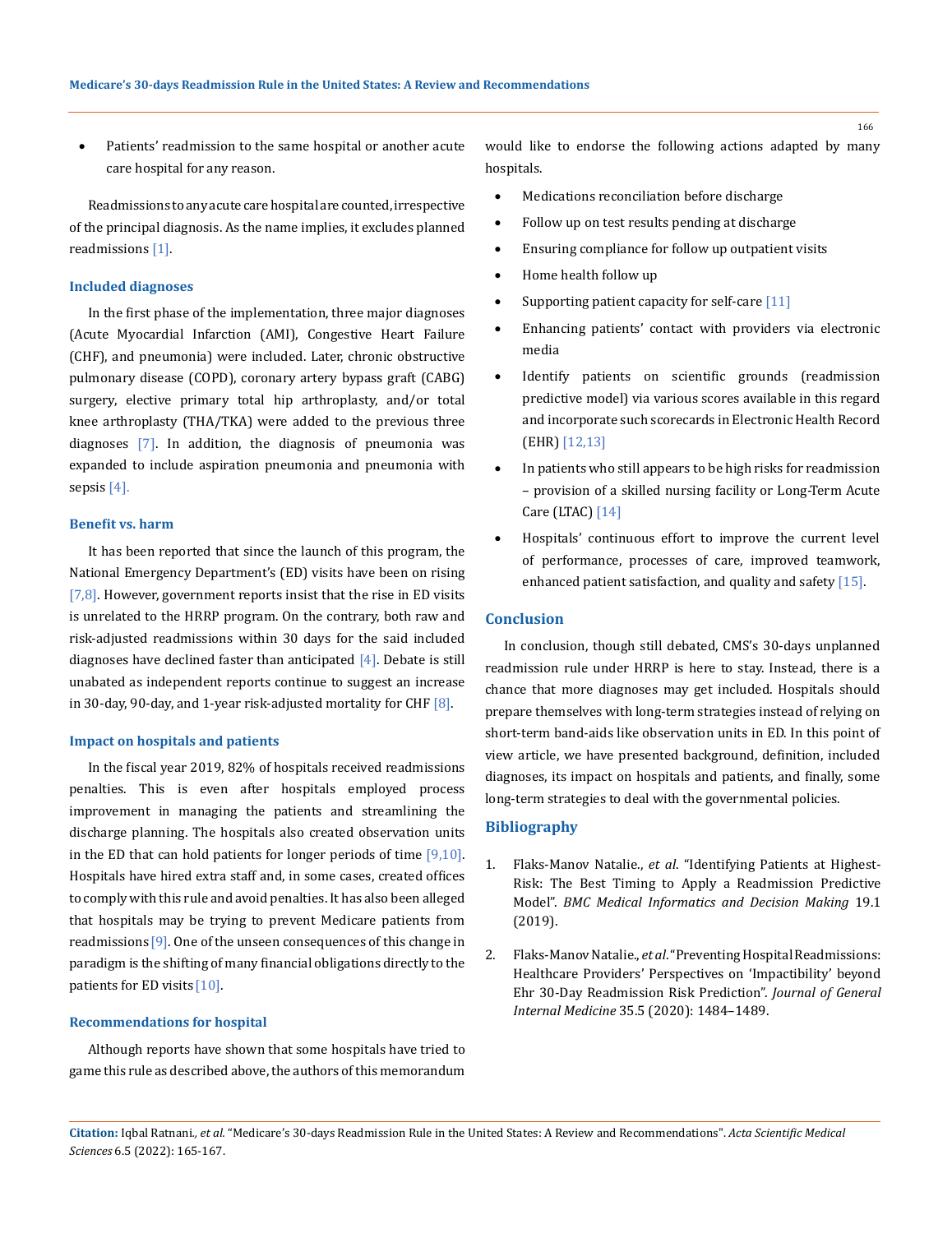- Patients' readmission to the same hospital or another acute care hospital for any reason.

Readmissions to any acute care hospital are counted, irrespective of the principal diagnosis. As the name implies, it excludes planned readmissions [1].

### Included diagnoses

In the first phase of the implementation, three major diagnoses (Acute Myocardial Infarction (AMI), Congestive Heart Failure (CHF), and pneumonia) were included. Later, chronic obstructive pulmonary disease (COPD), coronary artery bypass graft (CABG) surgery, elective primary total hip arthroplasty, and/or total knee arthroplasty (THA/TKA) were added to the previous three diagnoses [7]. In addition, the diagnosis of pneumonia was expanded to include aspiration pneumonia and pneumonia with sepsis [4].

### Benefit vs. harm

It has been reported that since the launch of this program, the National Emergency Department's (ED) visits have been on rising [7,8]. However, government reports insist that the rise in ED visits is unrelated to the HRRP program. On the contrary, both raw and risk-adjusted readmissions within 30 days for the said included diagnoses have declined faster than anticipated [4]. Debate is still unabated as independent reports continue to suggest an increase in 30-day, 90-day, and 1-year risk-adjusted mortality for CHF [8].

### Impact on hospitals and patients

In the fiscal year 2019, 82% of hospitals received readmissions penalties. This is even after hospitals employed process improvement in managing the patients and streamlining the discharge planning. The hospitals also created observation units in the ED that can hold patients for longer periods of time [9,10]. Hospitals have hired extra staff and, in some cases, created offices to comply with this rule and avoid penalties. It has also been alleged that hospitals may be trying to prevent Medicare patients from readmissions [9]. One of the unseen consequences of this change in paradigm is the shifting of many financial obligations directly to the patients for ED visits [10].

### Recommendations for hospital

Although reports have shown that some hospitals have tried to game this rule as described above, the authors of this memorandum would like to endorse the following actions adapted by many hospitals.

- Medications reconciliation before discharge
- Follow up on test results pending at discharge
- Ensuring compliance for follow up outpatient visits
- Home health follow up
- Supporting patient capacity for self-care [11]
- Enhancing patients' contact with providers via electronic media
- Identify patients on scientific grounds (readmission predictive model) via various scores available in this regard and incorporate such scorecards in Electronic Health Record (EHR) [12,13]
- In patients who still appears to be high risks for readmission – provision of a skilled nursing facility or Long-Term Acute Care (LTAC) [14]
- Hospitals' continuous effort to improve the current level of performance, processes of care, improved teamwork, enhanced patient satisfaction, and quality and safety [15].

## Conclusion

In conclusion, though still debated, CMS's 30-days unplanned readmission rule under HRRP is here to stay. Instead, there is a chance that more diagnoses may get included. Hospitals should prepare themselves with long-term strategies instead of relying on short-term band-aids like observation units in ED. In this point of view article, we have presented background, definition, included diagnoses, its impact on hospitals and patients, and finally, some long-term strategies to deal with the governmental policies.

## Bibliography

1. Flaks-Manov Natalie., *et al*. "Identifying Patients at Highest-Risk: The Best Timing to Apply a Readmission Predictive Model". *BMC Medical Informatics and Decision Making* 19.1 (2019).
2. Flaks-Manov Natalie., *et al*. "Preventing Hospital Readmissions: Healthcare Providers' Perspectives on 'Impactibility' beyond Ehr 30-Day Readmission Risk Prediction". *Journal of General Internal Medicine* 35.5 (2020): 1484–1489.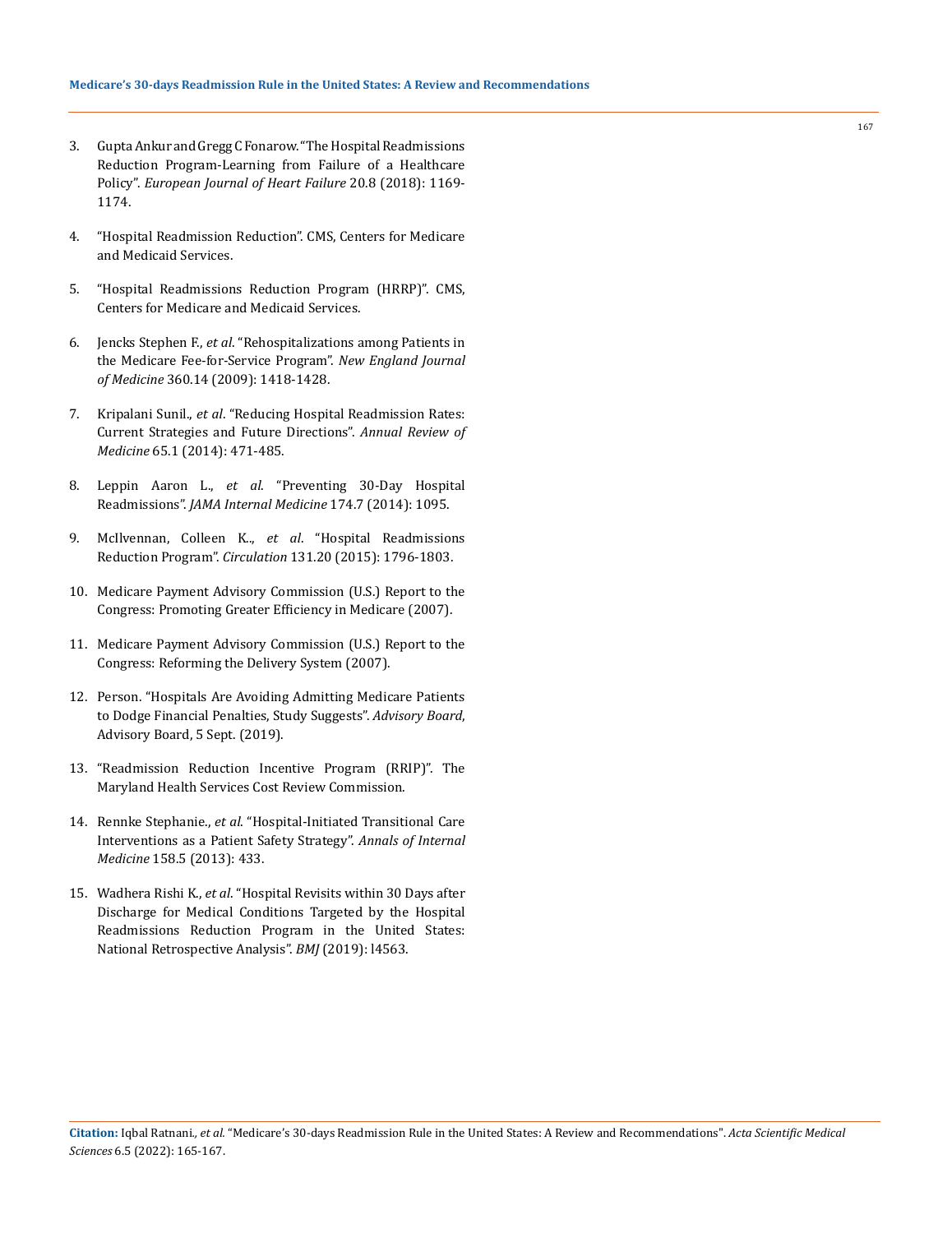3. Gupta Ankur and Gregg C Fonarow. "The Hospital Readmissions Reduction Program-Learning from Failure of a Healthcare Policy". *European Journal of Heart Failure* 20.8 (2018): 1169-1174.

4. "Hospital Readmission Reduction". CMS, Centers for Medicare and Medicaid Services.

5. "Hospital Readmissions Reduction Program (HRRP)". CMS, Centers for Medicare and Medicaid Services.

6. Jencks Stephen F., *et al*. "Rehospitalizations among Patients in the Medicare Fee-for-Service Program". *New England Journal of Medicine* 360.14 (2009): 1418-1428.

7. Kripalani Sunil., *et al*. "Reducing Hospital Readmission Rates: Current Strategies and Future Directions". *Annual Review of Medicine* 65.1 (2014): 471-485.

8. Leppin Aaron L., *et al*. "Preventing 30-Day Hospital Readmissions". *JAMA Internal Medicine* 174.7 (2014): 1095.

9. McIlvennan, Colleen K.., *et al*. "Hospital Readmissions Reduction Program". *Circulation* 131.20 (2015): 1796-1803.

10. Medicare Payment Advisory Commission (U.S.) Report to the Congress: Promoting Greater Efficiency in Medicare (2007).

11. Medicare Payment Advisory Commission (U.S.) Report to the Congress: Reforming the Delivery System (2007).

12. Person. "Hospitals Are Avoiding Admitting Medicare Patients to Dodge Financial Penalties, Study Suggests". *Advisory Board*, Advisory Board, 5 Sept. (2019).

13. "Readmission Reduction Incentive Program (RRIP)". The Maryland Health Services Cost Review Commission.

14. Rennke Stephanie., *et al*. "Hospital-Initiated Transitional Care Interventions as a Patient Safety Strategy". *Annals of Internal Medicine* 158.5 (2013): 433.

15. Wadhera Rishi K., *et al*. "Hospital Revisits within 30 Days after Discharge for Medical Conditions Targeted by the Hospital Readmissions Reduction Program in the United States: National Retrospective Analysis". *BMJ* (2019): l4563.